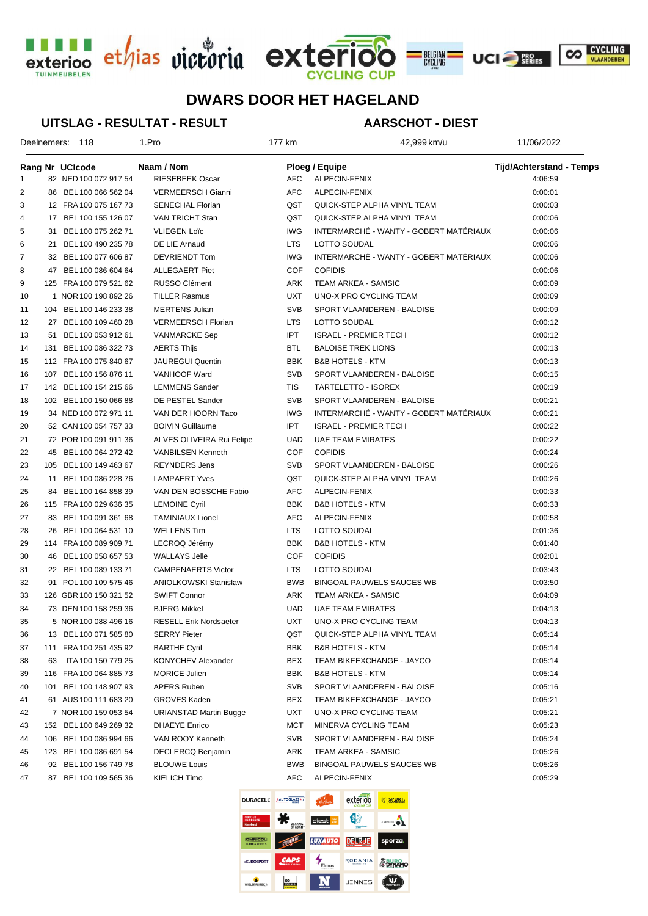# DWARS DOOR HET HAGELAND

## UITSLAG - RESULTAT - RESULT

## AARSCHOT - DIEST

Deelnemers: 118 | 1.Pro | 177 km | 42,999 km/u | 11/06/2022

| Rang | Nr | UCIcode | Naam / Nom | Ploeg / Equipe | | Tijd/Achterstand - Temps |
|---|---|---|---|---|---|---|
| 1 | 82 | NED 100 072 917 54 | RIESEBEEK Oscar | AFC | ALPECIN-FENIX | 4:06:59 |
| 2 | 86 | BEL 100 066 562 04 | VERMEERSCH Gianni | AFC | ALPECIN-FENIX | 0:00:01 |
| 3 | 12 | FRA 100 075 167 73 | SENECHAL Florian | QST | QUICK-STEP ALPHA VINYL TEAM | 0:00:03 |
| 4 | 17 | BEL 100 155 126 07 | VAN TRICHT Stan | QST | QUICK-STEP ALPHA VINYL TEAM | 0:00:06 |
| 5 | 31 | BEL 100 075 262 71 | VLIEGEN Loïc | IWG | INTERMARCHÉ - WANTY - GOBERT MATÉRIAUX | 0:00:06 |
| 6 | 21 | BEL 100 490 235 78 | DE LIE Arnaud | LTS | LOTTO SOUDAL | 0:00:06 |
| 7 | 32 | BEL 100 077 606 87 | DEVRIENDT Tom | IWG | INTERMARCHÉ - WANTY - GOBERT MATÉRIAUX | 0:00:06 |
| 8 | 47 | BEL 100 086 604 64 | ALLEGAERT Piet | COF | COFIDIS | 0:00:06 |
| 9 | 125 | FRA 100 079 521 62 | RUSSO Clément | ARK | TEAM ARKEA - SAMSIC | 0:00:09 |
| 10 | 1 | NOR 100 198 892 26 | TILLER Rasmus | UXT | UNO-X PRO CYCLING TEAM | 0:00:09 |
| 11 | 104 | BEL 100 146 233 38 | MERTENS Julian | SVB | SPORT VLAANDEREN - BALOISE | 0:00:09 |
| 12 | 27 | BEL 100 109 460 28 | VERMEERSCH Florian | LTS | LOTTO SOUDAL | 0:00:12 |
| 13 | 51 | BEL 100 053 912 61 | VANMARCKE Sep | IPT | ISRAEL - PREMIER TECH | 0:00:12 |
| 14 | 131 | BEL 100 086 322 73 | AERTS Thijs | BTL | BALOISE TREK LIONS | 0:00:13 |
| 15 | 112 | FRA 100 075 840 67 | JAUREGUI Quentin | BBK | B&B HOTELS - KTM | 0:00:13 |
| 16 | 107 | BEL 100 156 876 11 | VANHOOF Ward | SVB | SPORT VLAANDEREN - BALOISE | 0:00:15 |
| 17 | 142 | BEL 100 154 215 66 | LEMMENS Sander | TIS | TARTELETTO - ISOREX | 0:00:19 |
| 18 | 102 | BEL 100 150 066 88 | DE PESTEL Sander | SVB | SPORT VLAANDEREN - BALOISE | 0:00:21 |
| 19 | 34 | NED 100 072 971 11 | VAN DER HOORN Taco | IWG | INTERMARCHÉ - WANTY - GOBERT MATÉRIAUX | 0:00:21 |
| 20 | 52 | CAN 100 054 757 33 | BOIVIN Guillaume | IPT | ISRAEL - PREMIER TECH | 0:00:22 |
| 21 | 72 | POR 100 091 911 36 | ALVES OLIVEIRA Rui Felipe | UAD | UAE TEAM EMIRATES | 0:00:22 |
| 22 | 45 | BEL 100 064 272 42 | VANBILSEN Kenneth | COF | COFIDIS | 0:00:24 |
| 23 | 105 | BEL 100 149 463 67 | REYNDERS Jens | SVB | SPORT VLAANDEREN - BALOISE | 0:00:26 |
| 24 | 11 | BEL 100 086 228 76 | LAMPAERT Yves | QST | QUICK-STEP ALPHA VINYL TEAM | 0:00:26 |
| 25 | 84 | BEL 100 164 858 39 | VAN DEN BOSSCHE Fabio | AFC | ALPECIN-FENIX | 0:00:33 |
| 26 | 115 | FRA 100 029 636 35 | LEMOINE Cyril | BBK | B&B HOTELS - KTM | 0:00:33 |
| 27 | 83 | BEL 100 091 361 68 | TAMINIAUX Lionel | AFC | ALPECIN-FENIX | 0:00:58 |
| 28 | 26 | BEL 100 064 531 10 | WELLENS Tim | LTS | LOTTO SOUDAL | 0:01:36 |
| 29 | 114 | FRA 100 089 909 71 | LECROQ Jérémy | BBK | B&B HOTELS - KTM | 0:01:40 |
| 30 | 46 | BEL 100 058 657 53 | WALLAYS Jelle | COF | COFIDIS | 0:02:01 |
| 31 | 22 | BEL 100 089 133 71 | CAMPENAERTS Victor | LTS | LOTTO SOUDAL | 0:03:43 |
| 32 | 91 | POL 100 109 575 46 | ANIOLKOWSKI Stanislaw | BWB | BINGOAL PAUWELS SAUCES WB | 0:03:50 |
| 33 | 126 | GBR 100 150 321 52 | SWIFT Connor | ARK | TEAM ARKEA - SAMSIC | 0:04:09 |
| 34 | 73 | DEN 100 158 259 36 | BJERG Mikkel | UAD | UAE TEAM EMIRATES | 0:04:13 |
| 35 | 5 | NOR 100 088 496 16 | RESELL Erik Nordsaeter | UXT | UNO-X PRO CYCLING TEAM | 0:04:13 |
| 36 | 13 | BEL 100 071 585 80 | SERRY Pieter | QST | QUICK-STEP ALPHA VINYL TEAM | 0:05:14 |
| 37 | 111 | FRA 100 251 435 92 | BARTHE Cyril | BBK | B&B HOTELS - KTM | 0:05:14 |
| 38 | 63 | ITA 100 150 779 25 | KONYCHEV Alexander | BEX | TEAM BIKEEXCHANGE - JAYCO | 0:05:14 |
| 39 | 116 | FRA 100 064 885 73 | MORICE Julien | BBK | B&B HOTELS - KTM | 0:05:14 |
| 40 | 101 | BEL 100 148 907 93 | APERS Ruben | SVB | SPORT VLAANDEREN - BALOISE | 0:05:16 |
| 41 | 61 | AUS 100 111 683 20 | GROVES Kaden | BEX | TEAM BIKEEXCHANGE - JAYCO | 0:05:21 |
| 42 | 7 | NOR 100 159 053 54 | URIANSTAD Martin Bugge | UXT | UNO-X PRO CYCLING TEAM | 0:05:21 |
| 43 | 152 | BEL 100 649 269 32 | DHAEYE Enrico | MCT | MINERVA CYCLING TEAM | 0:05:23 |
| 44 | 106 | BEL 100 086 994 66 | VAN ROOY Kenneth | SVB | SPORT VLAANDEREN - BALOISE | 0:05:24 |
| 45 | 123 | BEL 100 086 691 54 | DECLERCQ Benjamin | ARK | TEAM ARKEA - SAMSIC | 0:05:26 |
| 46 | 92 | BEL 100 156 749 78 | BLOUWE Louis | BWB | BINGOAL PAUWELS SAUCES WB | 0:05:26 |
| 47 | 87 | BEL 100 109 565 36 | KIELICH Timo | AFC | ALPECIN-FENIX | 0:05:29 |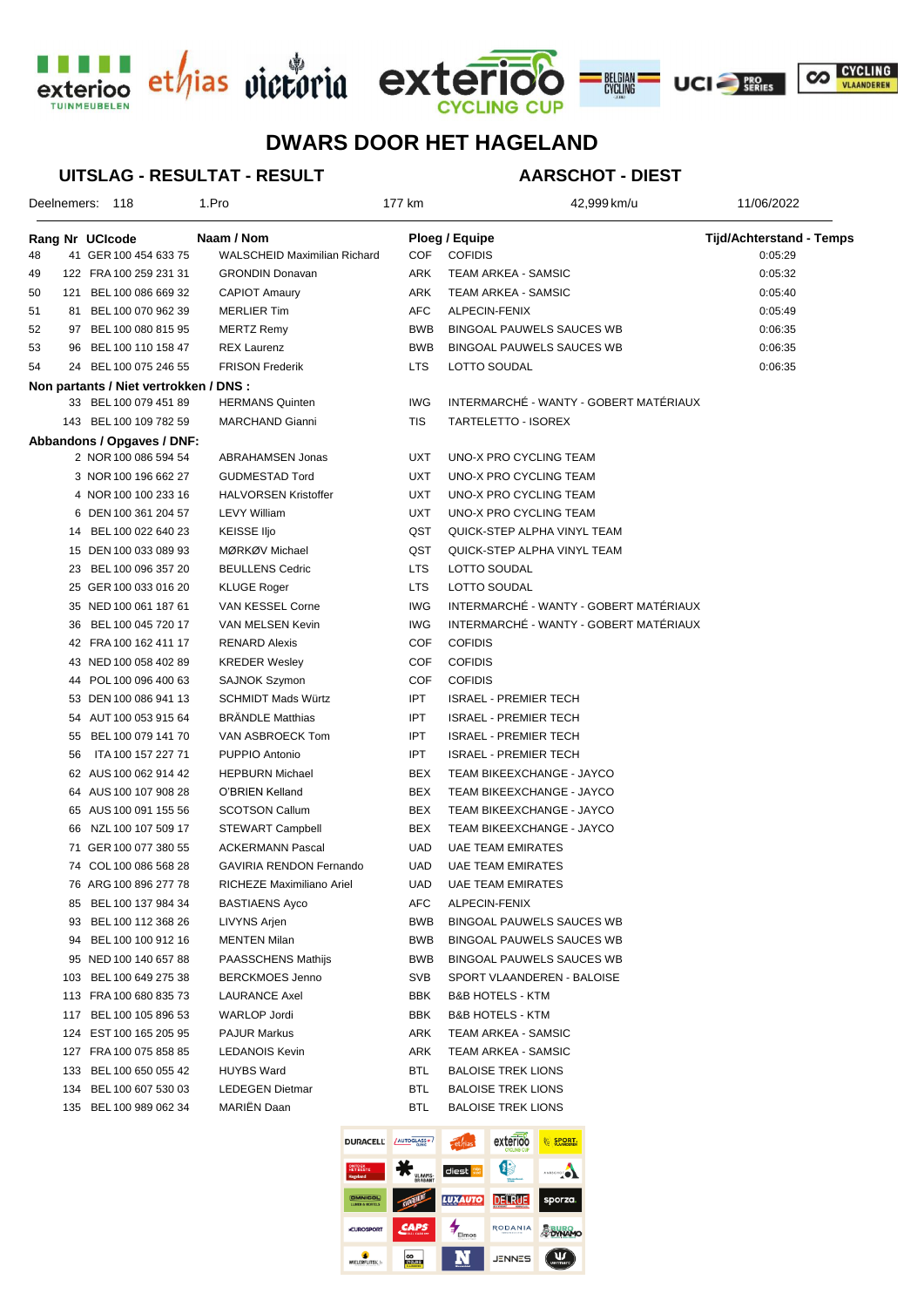# DWARS DOOR HET HAGELAND

## UITSLAG - RESULTAT - RESULT

## AARSCHOT - DIEST

Deelnemers: 118 | 1.Pro | 177 km | 42,999 km/u | 11/06/2022

| Rang | Nr | UCIcode | Naam / Nom | Ploeg / Equipe | | Tijd/Achterstand - Temps |
|---|---|---|---|---|---|---|
| 48 | 41 | GER 100 454 633 75 | WALSCHEID Maximilian Richard | COF | COFIDIS | 0:05:29 |
| 49 | 122 | FRA 100 259 231 31 | GRONDIN Donavan | ARK | TEAM ARKEA - SAMSIC | 0:05:32 |
| 50 | 121 | BEL 100 086 669 32 | CAPIOT Amaury | ARK | TEAM ARKEA - SAMSIC | 0:05:40 |
| 51 | 81 | BEL 100 070 962 39 | MERLIER Tim | AFC | ALPECIN-FENIX | 0:05:49 |
| 52 | 97 | BEL 100 080 815 95 | MERTZ Remy | BWB | BINGOAL PAUWELS SAUCES WB | 0:06:35 |
| 53 | 96 | BEL 100 110 158 47 | REX Laurenz | BWB | BINGOAL PAUWELS SAUCES WB | 0:06:35 |
| 54 | 24 | BEL 100 075 246 55 | FRISON Frederik | LTS | LOTTO SOUDAL | 0:06:35 |

**Non partants / Niet vertrokken / DNS :**

| Nr | UCIcode | Naam / Nom | Ploeg / Equipe | |
|---|---|---|---|---|
| 33 | BEL 100 079 451 89 | HERMANS Quinten | IWG | INTERMARCHÉ - WANTY - GOBERT MATÉRIAUX |
| 143 | BEL 100 109 782 59 | MARCHAND Gianni | TIS | TARTELETTO - ISOREX |

**Abbandons / Opgaves / DNF:**

| Nr | UCIcode | Naam / Nom | Ploeg / Equipe | |
|---|---|---|---|---|
| 2 | NOR 100 086 594 54 | ABRAHAMSEN Jonas | UXT | UNO-X PRO CYCLING TEAM |
| 3 | NOR 100 196 662 27 | GUDMESTAD Tord | UXT | UNO-X PRO CYCLING TEAM |
| 4 | NOR 100 100 233 16 | HALVORSEN Kristoffer | UXT | UNO-X PRO CYCLING TEAM |
| 6 | DEN 100 361 204 57 | LEVY William | UXT | UNO-X PRO CYCLING TEAM |
| 14 | BEL 100 022 640 23 | KEISSE Iljo | QST | QUICK-STEP ALPHA VINYL TEAM |
| 15 | DEN 100 033 089 93 | MØRKØV Michael | QST | QUICK-STEP ALPHA VINYL TEAM |
| 23 | BEL 100 096 357 20 | BEULLENS Cedric | LTS | LOTTO SOUDAL |
| 25 | GER 100 033 016 20 | KLUGE Roger | LTS | LOTTO SOUDAL |
| 35 | NED 100 061 187 61 | VAN KESSEL Corne | IWG | INTERMARCHÉ - WANTY - GOBERT MATÉRIAUX |
| 36 | BEL 100 045 720 17 | VAN MELSEN Kevin | IWG | INTERMARCHÉ - WANTY - GOBERT MATÉRIAUX |
| 42 | FRA 100 162 411 17 | RENARD Alexis | COF | COFIDIS |
| 43 | NED 100 058 402 89 | KREDER Wesley | COF | COFIDIS |
| 44 | POL 100 096 400 63 | SAJNOK Szymon | COF | COFIDIS |
| 53 | DEN 100 086 941 13 | SCHMIDT Mads Würtz | IPT | ISRAEL - PREMIER TECH |
| 54 | AUT 100 053 915 64 | BRÄNDLE Matthias | IPT | ISRAEL - PREMIER TECH |
| 55 | BEL 100 079 141 70 | VAN ASBROECK Tom | IPT | ISRAEL - PREMIER TECH |
| 56 | ITA 100 157 227 71 | PUPPIO Antonio | IPT | ISRAEL - PREMIER TECH |
| 62 | AUS 100 062 914 42 | HEPBURN Michael | BEX | TEAM BIKEEXCHANGE - JAYCO |
| 64 | AUS 100 107 908 28 | O'BRIEN Kelland | BEX | TEAM BIKEEXCHANGE - JAYCO |
| 65 | AUS 100 091 155 56 | SCOTSON Callum | BEX | TEAM BIKEEXCHANGE - JAYCO |
| 66 | NZL 100 107 509 17 | STEWART Campbell | BEX | TEAM BIKEEXCHANGE - JAYCO |
| 71 | GER 100 077 380 55 | ACKERMANN Pascal | UAD | UAE TEAM EMIRATES |
| 74 | COL 100 086 568 28 | GAVIRIA RENDON Fernando | UAD | UAE TEAM EMIRATES |
| 76 | ARG 100 896 277 78 | RICHEZE Maximiliano Ariel | UAD | UAE TEAM EMIRATES |
| 85 | BEL 100 137 984 34 | BASTIAENS Ayco | AFC | ALPECIN-FENIX |
| 93 | BEL 100 112 368 26 | LIVYNS Arjen | BWB | BINGOAL PAUWELS SAUCES WB |
| 94 | BEL 100 100 912 16 | MENTEN Milan | BWB | BINGOAL PAUWELS SAUCES WB |
| 95 | NED 100 140 657 88 | PAASSCHENS Mathijs | BWB | BINGOAL PAUWELS SAUCES WB |
| 103 | BEL 100 649 275 38 | BERCKMOES Jenno | SVB | SPORT VLAANDEREN - BALOISE |
| 113 | FRA 100 680 835 73 | LAURANCE Axel | BBK | B&B HOTELS - KTM |
| 117 | BEL 100 105 896 53 | WARLOP Jordi | BBK | B&B HOTELS - KTM |
| 124 | EST 100 165 205 95 | PAJUR Markus | ARK | TEAM ARKEA - SAMSIC |
| 127 | FRA 100 075 858 85 | LEDANOIS Kevin | ARK | TEAM ARKEA - SAMSIC |
| 133 | BEL 100 650 055 42 | HUYBS Ward | BTL | BALOISE TREK LIONS |
| 134 | BEL 100 607 530 03 | LEDEGEN Dietmar | BTL | BALOISE TREK LIONS |
| 135 | BEL 100 989 062 34 | MARIËN Daan | BTL | BALOISE TREK LIONS |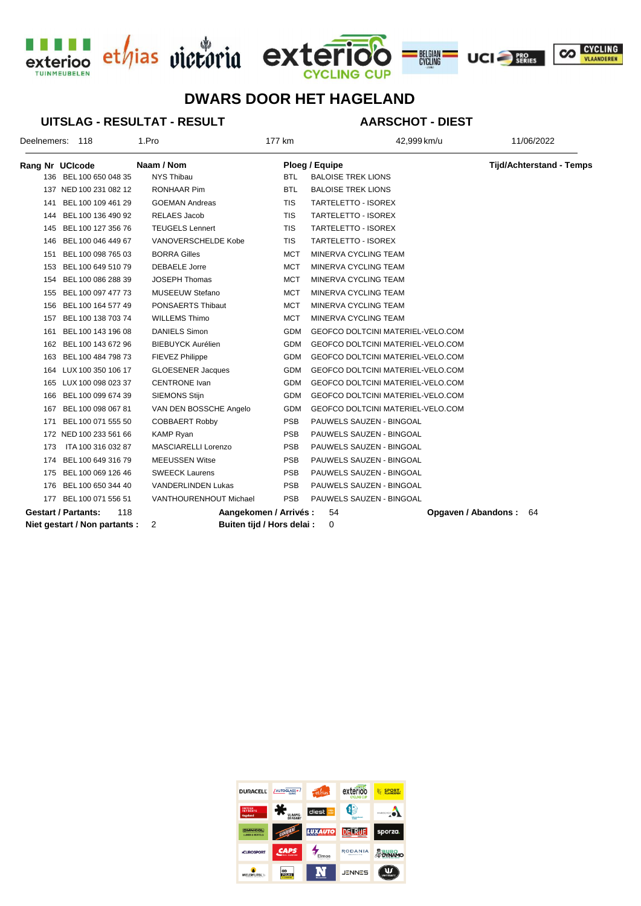# DWARS DOOR HET HAGELAND

## UITSLAG - RESULTAT - RESULT

## AARSCHOT - DIEST

Deelnemers: 118 | 1.Pro | 177 km | 42,999 km/u | 11/06/2022

| Rang | Nr | UCIcode | Naam / Nom | Ploeg / Equipe | | Tijd/Achterstand - Temps |
|---|---|---|---|---|---|---|
| | 136 | BEL 100 650 048 35 | NYS Thibau | BTL | BALOISE TREK LIONS | |
| | 137 | NED 100 231 082 12 | RONHAAR Pim | BTL | BALOISE TREK LIONS | |
| | 141 | BEL 100 109 461 29 | GOEMAN Andreas | TIS | TARTELETTO - ISOREX | |
| | 144 | BEL 100 136 490 92 | RELAES Jacob | TIS | TARTELETTO - ISOREX | |
| | 145 | BEL 100 127 356 76 | TEUGELS Lennert | TIS | TARTELETTO - ISOREX | |
| | 146 | BEL 100 046 449 67 | VANOVERSCHELDE Kobe | TIS | TARTELETTO - ISOREX | |
| | 151 | BEL 100 098 765 03 | BORRA Gilles | MCT | MINERVA CYCLING TEAM | |
| | 153 | BEL 100 649 510 79 | DEBAELE Jorre | MCT | MINERVA CYCLING TEAM | |
| | 154 | BEL 100 086 288 39 | JOSEPH Thomas | MCT | MINERVA CYCLING TEAM | |
| | 155 | BEL 100 097 477 73 | MUSEEUW Stefano | MCT | MINERVA CYCLING TEAM | |
| | 156 | BEL 100 164 577 49 | PONSAERTS Thibaut | MCT | MINERVA CYCLING TEAM | |
| | 157 | BEL 100 138 703 74 | WILLEMS Thimo | MCT | MINERVA CYCLING TEAM | |
| | 161 | BEL 100 143 196 08 | DANIELS Simon | GDM | GEOFCO DOLTCINI MATERIEL-VELO.COM | |
| | 162 | BEL 100 143 672 96 | BIEBUYCK Aurélien | GDM | GEOFCO DOLTCINI MATERIEL-VELO.COM | |
| | 163 | BEL 100 484 798 73 | FIEVEZ Philippe | GDM | GEOFCO DOLTCINI MATERIEL-VELO.COM | |
| | 164 | LUX 100 350 106 17 | GLOESENER Jacques | GDM | GEOFCO DOLTCINI MATERIEL-VELO.COM | |
| | 165 | LUX 100 098 023 37 | CENTRONE Ivan | GDM | GEOFCO DOLTCINI MATERIEL-VELO.COM | |
| | 166 | BEL 100 099 674 39 | SIEMONS Stijn | GDM | GEOFCO DOLTCINI MATERIEL-VELO.COM | |
| | 167 | BEL 100 098 067 81 | VAN DEN BOSSCHE Angelo | GDM | GEOFCO DOLTCINI MATERIEL-VELO.COM | |
| | 171 | BEL 100 071 555 50 | COBBAERT Robby | PSB | PAUWELS SAUZEN - BINGOAL | |
| | 172 | NED 100 233 561 66 | KAMP Ryan | PSB | PAUWELS SAUZEN - BINGOAL | |
| | 173 | ITA 100 316 032 87 | MASCIARELLI Lorenzo | PSB | PAUWELS SAUZEN - BINGOAL | |
| | 174 | BEL 100 649 316 79 | MEEUSSEN Witse | PSB | PAUWELS SAUZEN - BINGOAL | |
| | 175 | BEL 100 069 126 46 | SWEECK Laurens | PSB | PAUWELS SAUZEN - BINGOAL | |
| | 176 | BEL 100 650 344 40 | VANDERLINDEN Lukas | PSB | PAUWELS SAUZEN - BINGOAL | |
| | 177 | BEL 100 071 556 51 | VANTHOURENHOUT Michael | PSB | PAUWELS SAUZEN - BINGOAL | |

**Gestart / Partants:** 118 **Aangekomen / Arrivés :** 54 **Opgaven / Abandons :** 64

**Niet gestart / Non partants :** 2 **Buiten tijd / Hors delai :** 0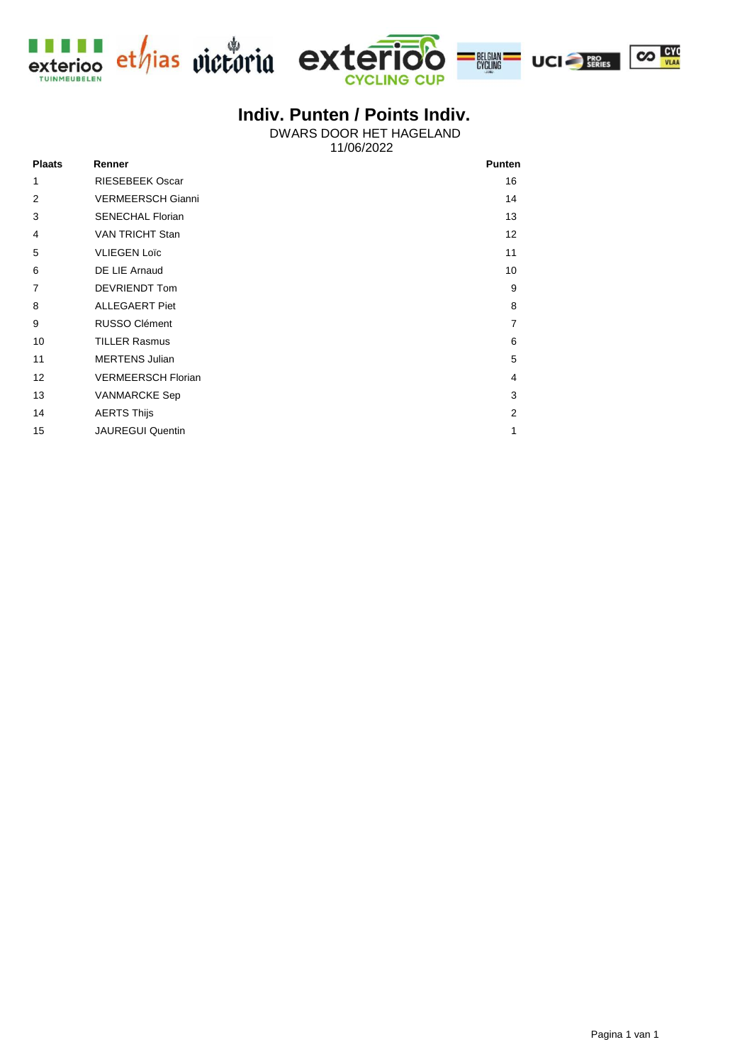# Indiv. Punten / Points Indiv.

DWARS DOOR HET HAGELAND
11/06/2022

| Plaats | Renner | Punten |
|---|---|---|
| 1 | RIESEBEEK Oscar | 16 |
| 2 | VERMEERSCH Gianni | 14 |
| 3 | SENECHAL Florian | 13 |
| 4 | VAN TRICHT Stan | 12 |
| 5 | VLIEGEN Loïc | 11 |
| 6 | DE LIE Arnaud | 10 |
| 7 | DEVRIENDT Tom | 9 |
| 8 | ALLEGAERT Piet | 8 |
| 9 | RUSSO Clément | 7 |
| 10 | TILLER Rasmus | 6 |
| 11 | MERTENS Julian | 5 |
| 12 | VERMEERSCH Florian | 4 |
| 13 | VANMARCKE Sep | 3 |
| 14 | AERTS Thijs | 2 |
| 15 | JAUREGUI Quentin | 1 |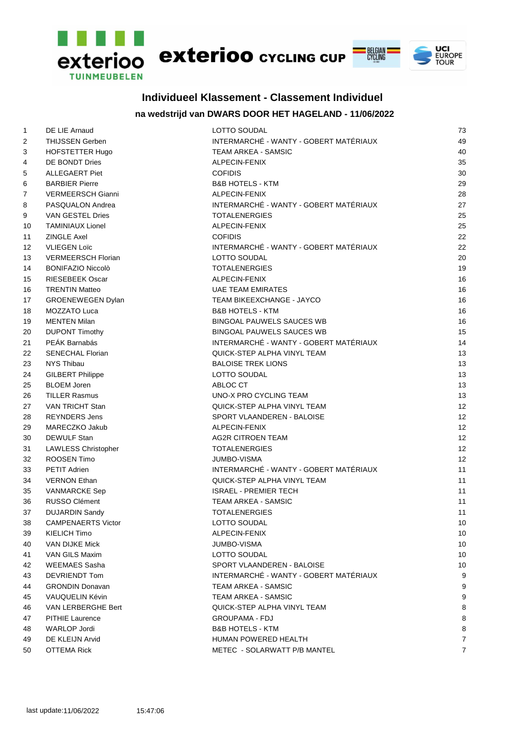exterioo TUINMEUBELEN — exterioo CYCLING CUP — BELGIAN CYCLING — UCI EUROPE TOUR

## Individueel Klassement - Classement Individuel

### na wedstrijd van DWARS DOOR HET HAGELAND - 11/06/2022

| | | | |
|---|---|---|---|
| 1 | DE LIE Arnaud | LOTTO SOUDAL | 73 |
| 2 | THIJSSEN Gerben | INTERMARCHÉ - WANTY - GOBERT MATÉRIAUX | 49 |
| 3 | HOFSTETTER Hugo | TEAM ARKEA - SAMSIC | 40 |
| 4 | DE BONDT Dries | ALPECIN-FENIX | 35 |
| 5 | ALLEGAERT Piet | COFIDIS | 30 |
| 6 | BARBIER Pierre | B&B HOTELS - KTM | 29 |
| 7 | VERMEERSCH Gianni | ALPECIN-FENIX | 28 |
| 8 | PASQUALON Andrea | INTERMARCHÉ - WANTY - GOBERT MATÉRIAUX | 27 |
| 9 | VAN GESTEL Dries | TOTALENERGIES | 25 |
| 10 | TAMINIAUX Lionel | ALPECIN-FENIX | 25 |
| 11 | ZINGLE Axel | COFIDIS | 22 |
| 12 | VLIEGEN Loïc | INTERMARCHÉ - WANTY - GOBERT MATÉRIAUX | 22 |
| 13 | VERMEERSCH Florian | LOTTO SOUDAL | 20 |
| 14 | BONIFAZIO Niccolò | TOTALENERGIES | 19 |
| 15 | RIESEBEEK Oscar | ALPECIN-FENIX | 16 |
| 16 | TRENTIN Matteo | UAE TEAM EMIRATES | 16 |
| 17 | GROENEWEGEN Dylan | TEAM BIKEEXCHANGE - JAYCO | 16 |
| 18 | MOZZATO Luca | B&B HOTELS - KTM | 16 |
| 19 | MENTEN Milan | BINGOAL PAUWELS SAUCES WB | 16 |
| 20 | DUPONT Timothy | BINGOAL PAUWELS SAUCES WB | 15 |
| 21 | PEÁK Barnabás | INTERMARCHÉ - WANTY - GOBERT MATÉRIAUX | 14 |
| 22 | SENECHAL Florian | QUICK-STEP ALPHA VINYL TEAM | 13 |
| 23 | NYS Thibau | BALOISE TREK LIONS | 13 |
| 24 | GILBERT Philippe | LOTTO SOUDAL | 13 |
| 25 | BLOEM Joren | ABLOC CT | 13 |
| 26 | TILLER Rasmus | UNO-X PRO CYCLING TEAM | 13 |
| 27 | VAN TRICHT Stan | QUICK-STEP ALPHA VINYL TEAM | 12 |
| 28 | REYNDERS Jens | SPORT VLAANDEREN - BALOISE | 12 |
| 29 | MARECZKO Jakub | ALPECIN-FENIX | 12 |
| 30 | DEWULF Stan | AG2R CITROEN TEAM | 12 |
| 31 | LAWLESS Christopher | TOTALENERGIES | 12 |
| 32 | ROOSEN Timo | JUMBO-VISMA | 12 |
| 33 | PETIT Adrien | INTERMARCHÉ - WANTY - GOBERT MATÉRIAUX | 11 |
| 34 | VERNON Ethan | QUICK-STEP ALPHA VINYL TEAM | 11 |
| 35 | VANMARCKE Sep | ISRAEL - PREMIER TECH | 11 |
| 36 | RUSSO Clément | TEAM ARKEA - SAMSIC | 11 |
| 37 | DUJARDIN Sandy | TOTALENERGIES | 11 |
| 38 | CAMPENAERTS Victor | LOTTO SOUDAL | 10 |
| 39 | KIELICH Timo | ALPECIN-FENIX | 10 |
| 40 | VAN DIJKE Mick | JUMBO-VISMA | 10 |
| 41 | VAN GILS Maxim | LOTTO SOUDAL | 10 |
| 42 | WEEMAES Sasha | SPORT VLAANDEREN - BALOISE | 10 |
| 43 | DEVRIENDT Tom | INTERMARCHÉ - WANTY - GOBERT MATÉRIAUX | 9 |
| 44 | GRONDIN Donavan | TEAM ARKEA - SAMSIC | 9 |
| 45 | VAUQUELIN Kévin | TEAM ARKEA - SAMSIC | 9 |
| 46 | VAN LERBERGHE Bert | QUICK-STEP ALPHA VINYL TEAM | 8 |
| 47 | PITHIE Laurence | GROUPAMA - FDJ | 8 |
| 48 | WARLOP Jordi | B&B HOTELS - KTM | 8 |
| 49 | DE KLEIJN Arvid | HUMAN POWERED HEALTH | 7 |
| 50 | OTTEMA Rick | METEC - SOLARWATT P/B MANTEL | 7 |

last update:11/06/2022 15:47:06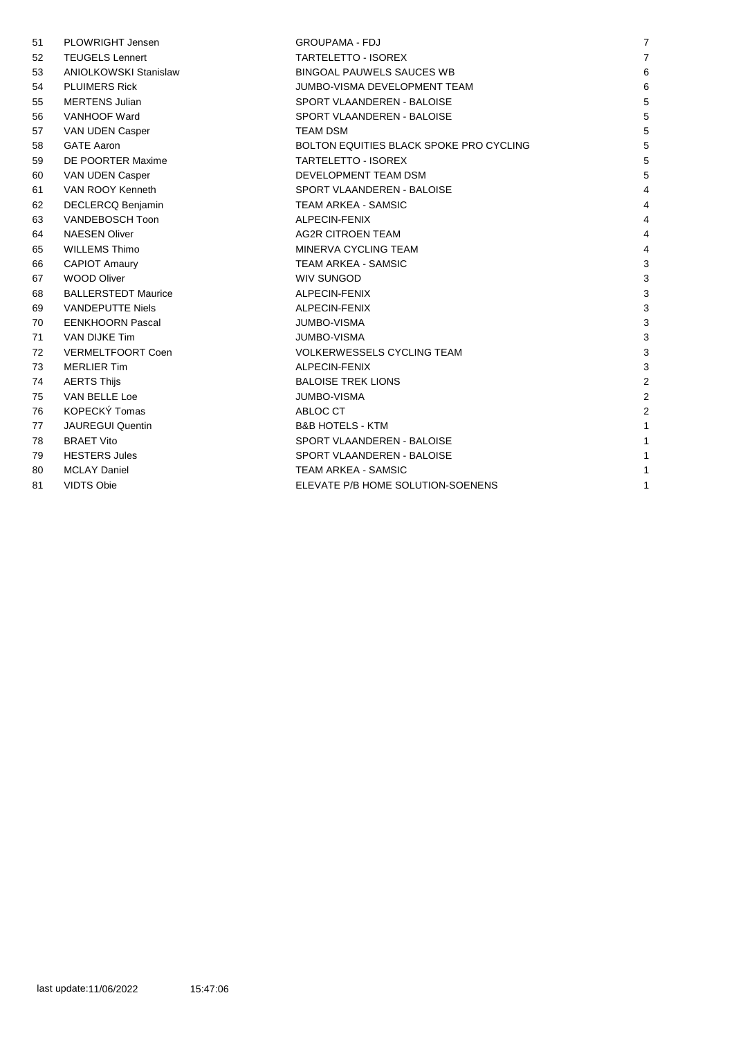| | | | |
|---|---|---|---|
| 51 | PLOWRIGHT Jensen | GROUPAMA - FDJ | 7 |
| 52 | TEUGELS Lennert | TARTELETTO - ISOREX | 7 |
| 53 | ANIOLKOWSKI Stanislaw | BINGOAL PAUWELS SAUCES WB | 6 |
| 54 | PLUIMERS Rick | JUMBO-VISMA DEVELOPMENT TEAM | 6 |
| 55 | MERTENS Julian | SPORT VLAANDEREN - BALOISE | 5 |
| 56 | VANHOOF Ward | SPORT VLAANDEREN - BALOISE | 5 |
| 57 | VAN UDEN Casper | TEAM DSM | 5 |
| 58 | GATE Aaron | BOLTON EQUITIES BLACK SPOKE PRO CYCLING | 5 |
| 59 | DE POORTER Maxime | TARTELETTO - ISOREX | 5 |
| 60 | VAN UDEN Casper | DEVELOPMENT TEAM DSM | 5 |
| 61 | VAN ROOY Kenneth | SPORT VLAANDEREN - BALOISE | 4 |
| 62 | DECLERCQ Benjamin | TEAM ARKEA - SAMSIC | 4 |
| 63 | VANDEBOSCH Toon | ALPECIN-FENIX | 4 |
| 64 | NAESEN Oliver | AG2R CITROEN TEAM | 4 |
| 65 | WILLEMS Thimo | MINERVA CYCLING TEAM | 4 |
| 66 | CAPIOT Amaury | TEAM ARKEA - SAMSIC | 3 |
| 67 | WOOD Oliver | WIV SUNGOD | 3 |
| 68 | BALLERSTEDT Maurice | ALPECIN-FENIX | 3 |
| 69 | VANDEPUTTE Niels | ALPECIN-FENIX | 3 |
| 70 | EENKHOORN Pascal | JUMBO-VISMA | 3 |
| 71 | VAN DIJKE Tim | JUMBO-VISMA | 3 |
| 72 | VERMELTFOORT Coen | VOLKERWESSELS CYCLING TEAM | 3 |
| 73 | MERLIER Tim | ALPECIN-FENIX | 3 |
| 74 | AERTS Thijs | BALOISE TREK LIONS | 2 |
| 75 | VAN BELLE Loe | JUMBO-VISMA | 2 |
| 76 | KOPECKÝ Tomas | ABLOC CT | 2 |
| 77 | JAUREGUI Quentin | B&B HOTELS - KTM | 1 |
| 78 | BRAET Vito | SPORT VLAANDEREN - BALOISE | 1 |
| 79 | HESTERS Jules | SPORT VLAANDEREN - BALOISE | 1 |
| 80 | MCLAY Daniel | TEAM ARKEA - SAMSIC | 1 |
| 81 | VIDTS Obie | ELEVATE P/B HOME SOLUTION-SOENENS | 1 |

last update:11/06/2022 15:47:06